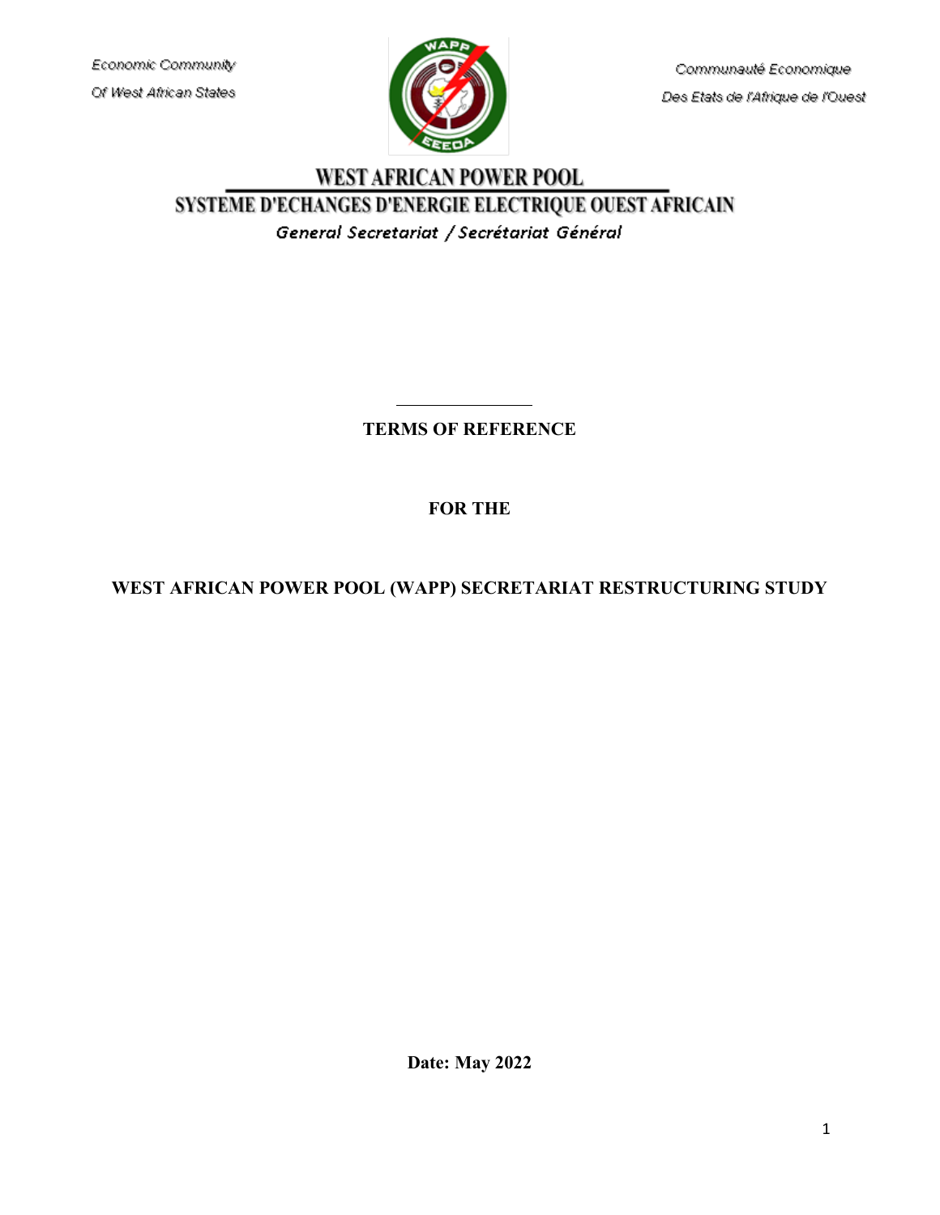Economic Community
Of West African States

Communauté Economique
Des Etats de l'Afrique de l'Ouest

**WEST AFRICAN POWER POOL**

**SYSTEME D'ECHANGES D'ENERGIE ELECTRIQUE OUEST AFRICAIN**

*General Secretariat / Secrétariat Général*

# TERMS OF REFERENCE

# FOR THE

# WEST AFRICAN POWER POOL (WAPP) SECRETARIAT RESTRUCTURING STUDY

**Date: May 2022**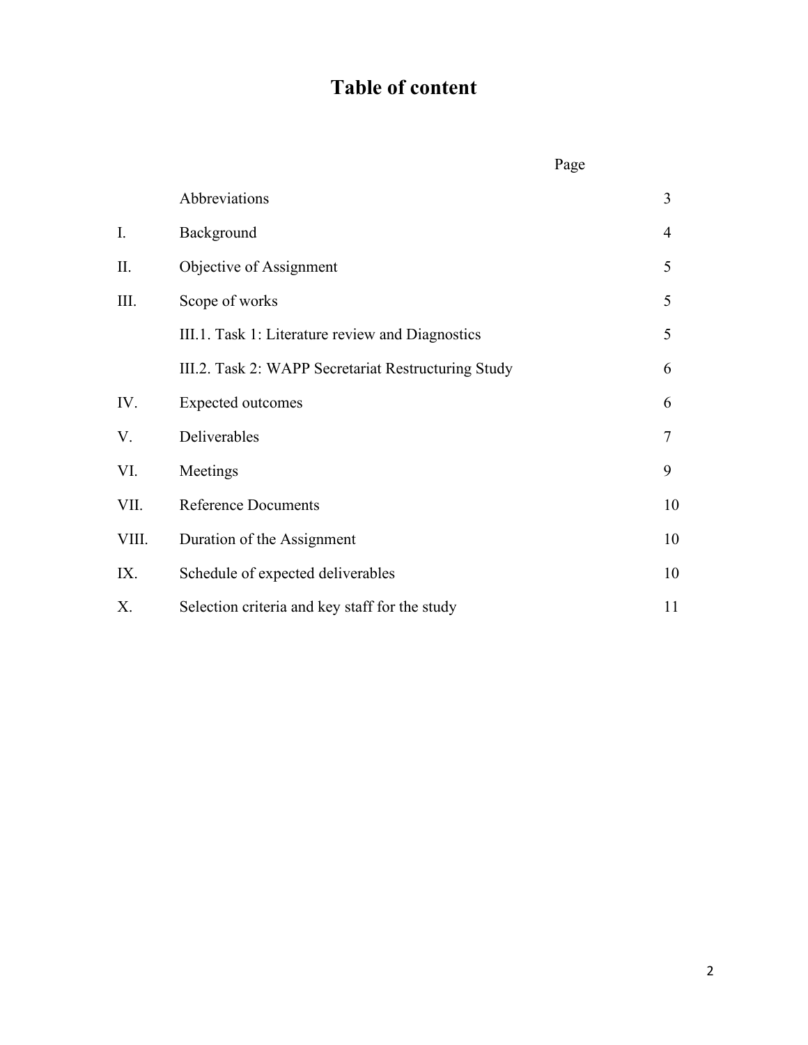# Table of content

| | | Page |
|---|---|---|
| | Abbreviations | 3 |
| I. | Background | 4 |
| II. | Objective of Assignment | 5 |
| III. | Scope of works | 5 |
| | III.1. Task 1: Literature review and Diagnostics | 5 |
| | III.2. Task 2: WAPP Secretariat Restructuring Study | 6 |
| IV. | Expected outcomes | 6 |
| V. | Deliverables | 7 |
| VI. | Meetings | 9 |
| VII. | Reference Documents | 10 |
| VIII. | Duration of the Assignment | 10 |
| IX. | Schedule of expected deliverables | 10 |
| X. | Selection criteria and key staff for the study | 11 |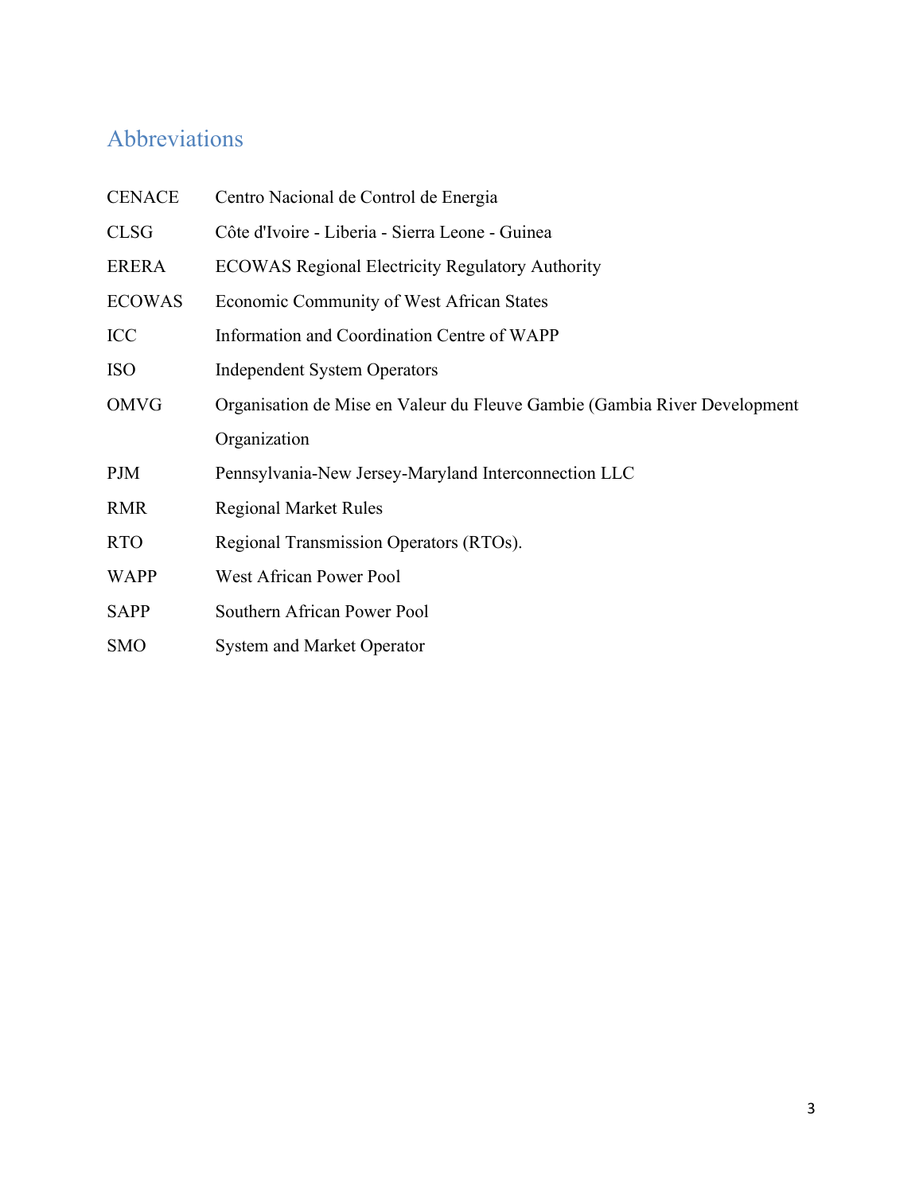## Abbreviations

| | |
|---|---|
| CENACE | Centro Nacional de Control de Energia |
| CLSG | Côte d'Ivoire - Liberia - Sierra Leone - Guinea |
| ERERA | ECOWAS Regional Electricity Regulatory Authority |
| ECOWAS | Economic Community of West African States |
| ICC | Information and Coordination Centre of WAPP |
| ISO | Independent System Operators |
| OMVG | Organisation de Mise en Valeur du Fleuve Gambie (Gambia River Development Organization |
| PJM | Pennsylvania-New Jersey-Maryland Interconnection LLC |
| RMR | Regional Market Rules |
| RTO | Regional Transmission Operators (RTOs). |
| WAPP | West African Power Pool |
| SAPP | Southern African Power Pool |
| SMO | System and Market Operator |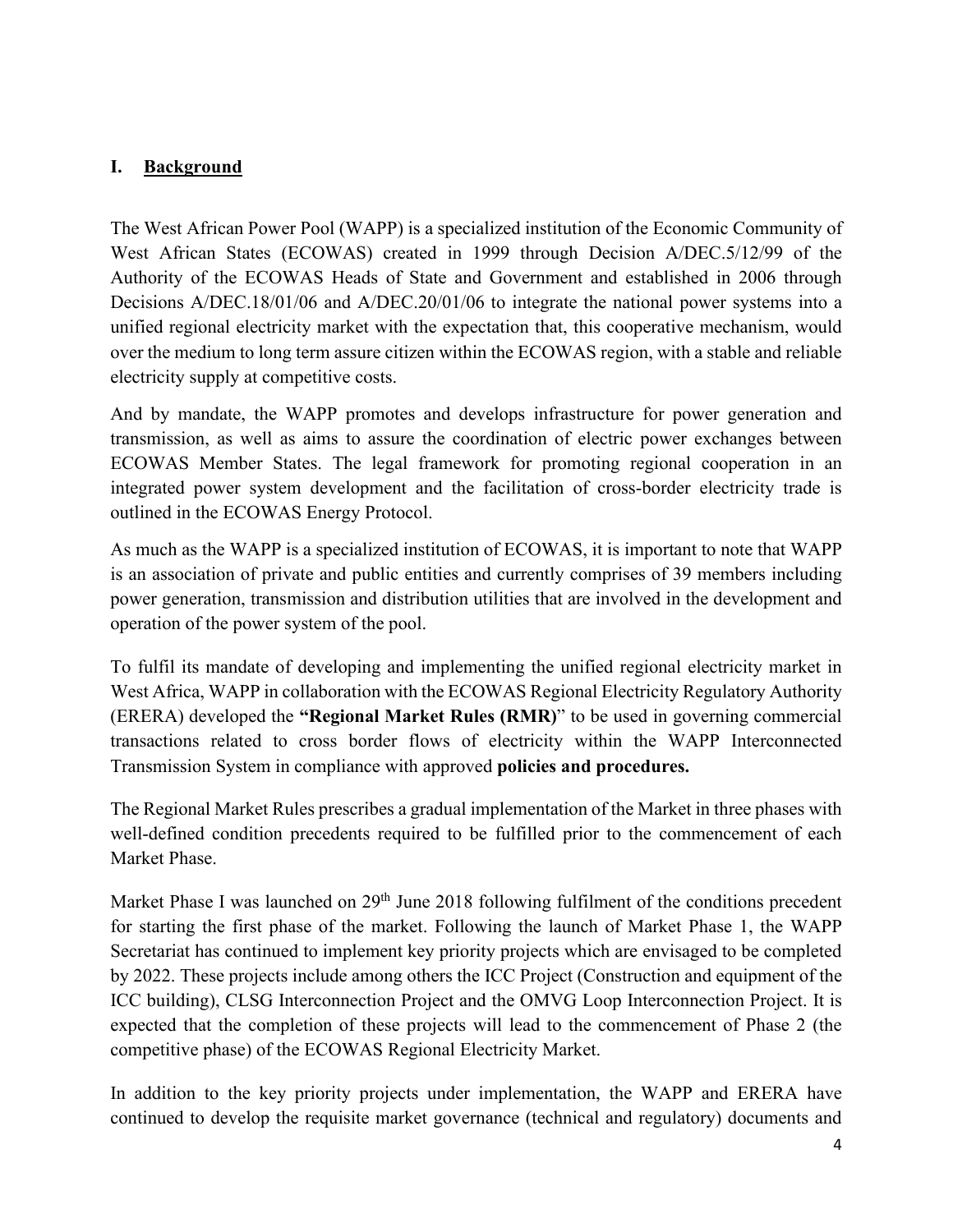## I. Background

The West African Power Pool (WAPP) is a specialized institution of the Economic Community of West African States (ECOWAS) created in 1999 through Decision A/DEC.5/12/99 of the Authority of the ECOWAS Heads of State and Government and established in 2006 through Decisions A/DEC.18/01/06 and A/DEC.20/01/06 to integrate the national power systems into a unified regional electricity market with the expectation that, this cooperative mechanism, would over the medium to long term assure citizen within the ECOWAS region, with a stable and reliable electricity supply at competitive costs.

And by mandate, the WAPP promotes and develops infrastructure for power generation and transmission, as well as aims to assure the coordination of electric power exchanges between ECOWAS Member States. The legal framework for promoting regional cooperation in an integrated power system development and the facilitation of cross-border electricity trade is outlined in the ECOWAS Energy Protocol.

As much as the WAPP is a specialized institution of ECOWAS, it is important to note that WAPP is an association of private and public entities and currently comprises of 39 members including power generation, transmission and distribution utilities that are involved in the development and operation of the power system of the pool.

To fulfil its mandate of developing and implementing the unified regional electricity market in West Africa, WAPP in collaboration with the ECOWAS Regional Electricity Regulatory Authority (ERERA) developed the **"Regional Market Rules (RMR)**" to be used in governing commercial transactions related to cross border flows of electricity within the WAPP Interconnected Transmission System in compliance with approved **policies and procedures.**

The Regional Market Rules prescribes a gradual implementation of the Market in three phases with well-defined condition precedents required to be fulfilled prior to the commencement of each Market Phase.

Market Phase I was launched on 29th June 2018 following fulfilment of the conditions precedent for starting the first phase of the market. Following the launch of Market Phase 1, the WAPP Secretariat has continued to implement key priority projects which are envisaged to be completed by 2022. These projects include among others the ICC Project (Construction and equipment of the ICC building), CLSG Interconnection Project and the OMVG Loop Interconnection Project. It is expected that the completion of these projects will lead to the commencement of Phase 2 (the competitive phase) of the ECOWAS Regional Electricity Market.

In addition to the key priority projects under implementation, the WAPP and ERERA have continued to develop the requisite market governance (technical and regulatory) documents and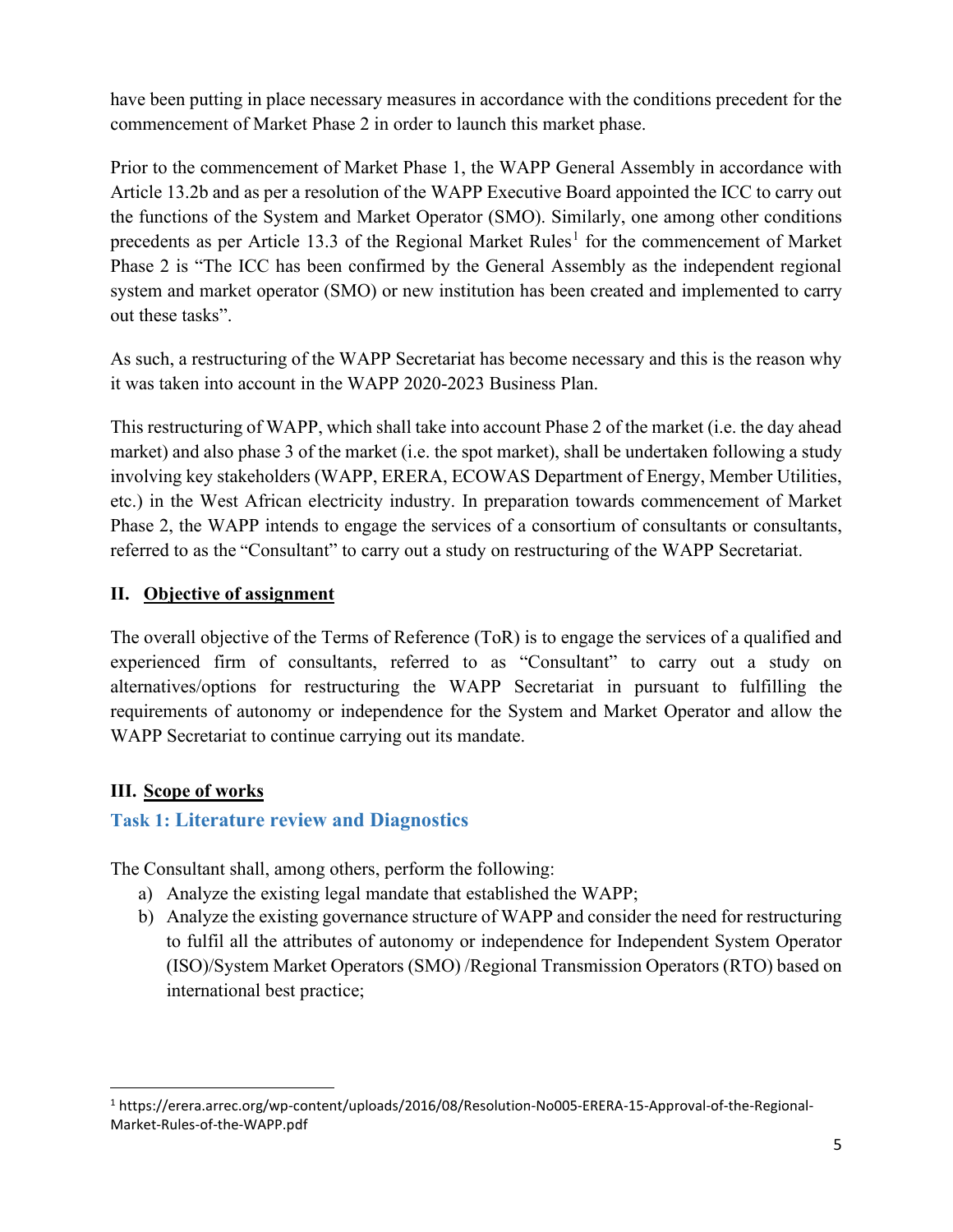have been putting in place necessary measures in accordance with the conditions precedent for the commencement of Market Phase 2 in order to launch this market phase.

Prior to the commencement of Market Phase 1, the WAPP General Assembly in accordance with Article 13.2b and as per a resolution of the WAPP Executive Board appointed the ICC to carry out the functions of the System and Market Operator (SMO). Similarly, one among other conditions precedents as per Article 13.3 of the Regional Market Rules[1] for the commencement of Market Phase 2 is "The ICC has been confirmed by the General Assembly as the independent regional system and market operator (SMO) or new institution has been created and implemented to carry out these tasks".

As such, a restructuring of the WAPP Secretariat has become necessary and this is the reason why it was taken into account in the WAPP 2020-2023 Business Plan.

This restructuring of WAPP, which shall take into account Phase 2 of the market (i.e. the day ahead market) and also phase 3 of the market (i.e. the spot market), shall be undertaken following a study involving key stakeholders (WAPP, ERERA, ECOWAS Department of Energy, Member Utilities, etc.) in the West African electricity industry. In preparation towards commencement of Market Phase 2, the WAPP intends to engage the services of a consortium of consultants or consultants, referred to as the "Consultant" to carry out a study on restructuring of the WAPP Secretariat.

## II. Objective of assignment

The overall objective of the Terms of Reference (ToR) is to engage the services of a qualified and experienced firm of consultants, referred to as "Consultant" to carry out a study on alternatives/options for restructuring the WAPP Secretariat in pursuant to fulfilling the requirements of autonomy or independence for the System and Market Operator and allow the WAPP Secretariat to continue carrying out its mandate.

## III. Scope of works

### Task 1: Literature review and Diagnostics

The Consultant shall, among others, perform the following:

a) Analyze the existing legal mandate that established the WAPP;
b) Analyze the existing governance structure of WAPP and consider the need for restructuring to fulfil all the attributes of autonomy or independence for Independent System Operator (ISO)/System Market Operators (SMO) /Regional Transmission Operators (RTO) based on international best practice;

---

[1] https://erera.arrec.org/wp-content/uploads/2016/08/Resolution-No005-ERERA-15-Approval-of-the-Regional-Market-Rules-of-the-WAPP.pdf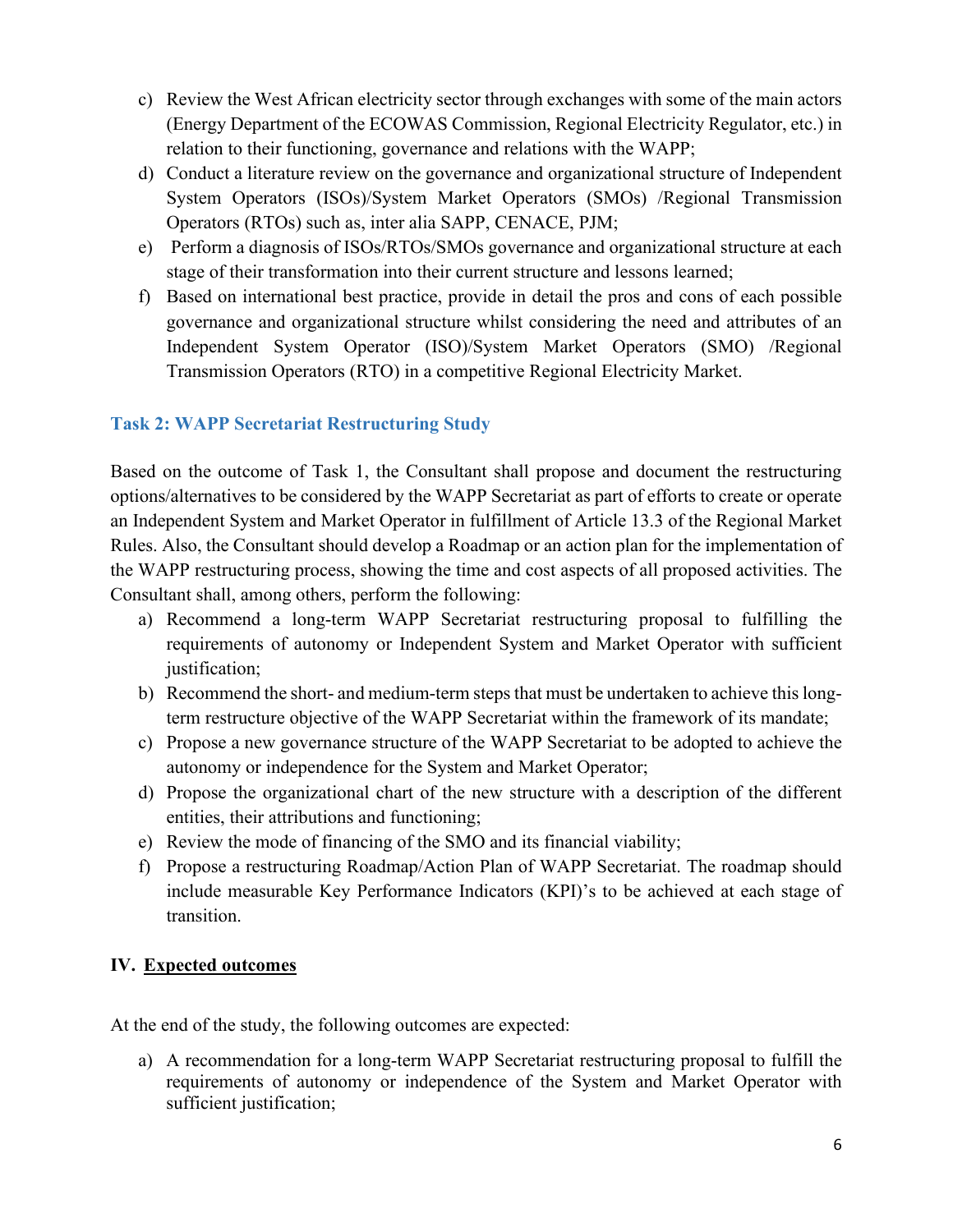c) Review the West African electricity sector through exchanges with some of the main actors (Energy Department of the ECOWAS Commission, Regional Electricity Regulator, etc.) in relation to their functioning, governance and relations with the WAPP;
d) Conduct a literature review on the governance and organizational structure of Independent System Operators (ISOs)/System Market Operators (SMOs) /Regional Transmission Operators (RTOs) such as, inter alia SAPP, CENACE, PJM;
e) Perform a diagnosis of ISOs/RTOs/SMOs governance and organizational structure at each stage of their transformation into their current structure and lessons learned;
f) Based on international best practice, provide in detail the pros and cons of each possible governance and organizational structure whilst considering the need and attributes of an Independent System Operator (ISO)/System Market Operators (SMO) /Regional Transmission Operators (RTO) in a competitive Regional Electricity Market.

### Task 2: WAPP Secretariat Restructuring Study

Based on the outcome of Task 1, the Consultant shall propose and document the restructuring options/alternatives to be considered by the WAPP Secretariat as part of efforts to create or operate an Independent System and Market Operator in fulfillment of Article 13.3 of the Regional Market Rules. Also, the Consultant should develop a Roadmap or an action plan for the implementation of the WAPP restructuring process, showing the time and cost aspects of all proposed activities. The Consultant shall, among others, perform the following:

a) Recommend a long-term WAPP Secretariat restructuring proposal to fulfilling the requirements of autonomy or Independent System and Market Operator with sufficient justification;
b) Recommend the short- and medium-term steps that must be undertaken to achieve this long-term restructure objective of the WAPP Secretariat within the framework of its mandate;
c) Propose a new governance structure of the WAPP Secretariat to be adopted to achieve the autonomy or independence for the System and Market Operator;
d) Propose the organizational chart of the new structure with a description of the different entities, their attributions and functioning;
e) Review the mode of financing of the SMO and its financial viability;
f) Propose a restructuring Roadmap/Action Plan of WAPP Secretariat. The roadmap should include measurable Key Performance Indicators (KPI)'s to be achieved at each stage of transition.

## IV. <u>Expected outcomes</u>

At the end of the study, the following outcomes are expected:

a) A recommendation for a long-term WAPP Secretariat restructuring proposal to fulfill the requirements of autonomy or independence of the System and Market Operator with sufficient justification;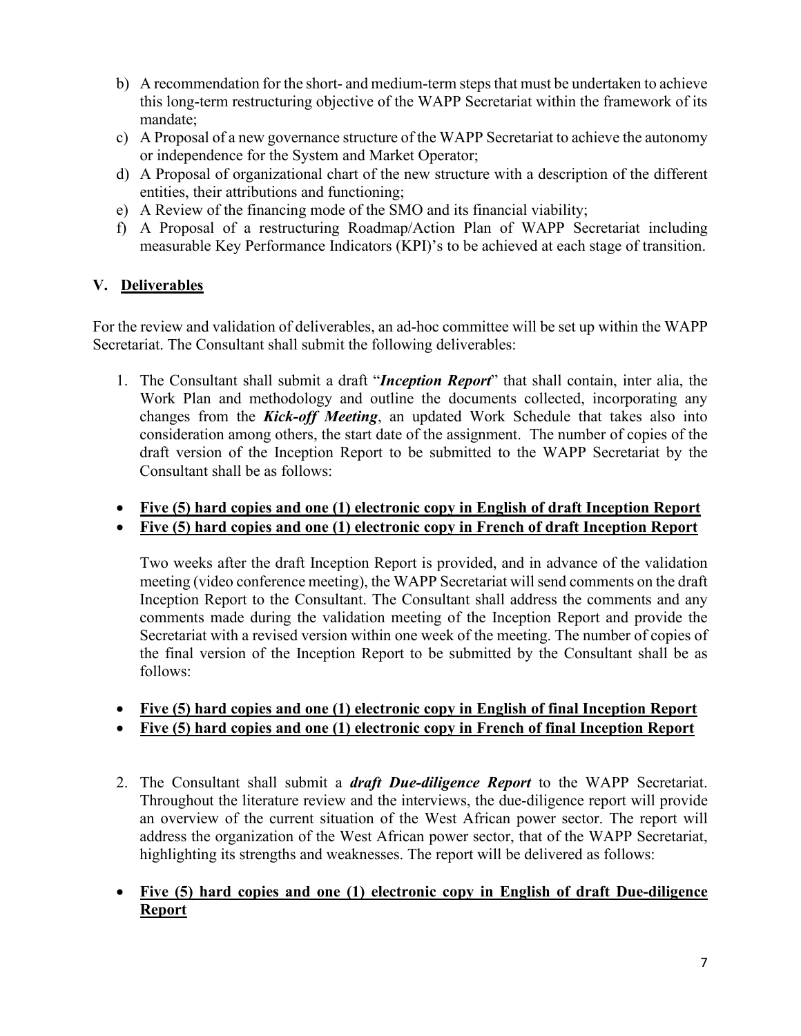b) A recommendation for the short- and medium-term steps that must be undertaken to achieve this long-term restructuring objective of the WAPP Secretariat within the framework of its mandate;
c) A Proposal of a new governance structure of the WAPP Secretariat to achieve the autonomy or independence for the System and Market Operator;
d) A Proposal of organizational chart of the new structure with a description of the different entities, their attributions and functioning;
e) A Review of the financing mode of the SMO and its financial viability;
f) A Proposal of a restructuring Roadmap/Action Plan of WAPP Secretariat including measurable Key Performance Indicators (KPI)'s to be achieved at each stage of transition.

## V. Deliverables

For the review and validation of deliverables, an ad-hoc committee will be set up within the WAPP Secretariat. The Consultant shall submit the following deliverables:

1. The Consultant shall submit a draft "***Inception Report***" that shall contain, inter alia, the Work Plan and methodology and outline the documents collected, incorporating any changes from the ***Kick-off Meeting***, an updated Work Schedule that takes also into consideration among others, the start date of the assignment. The number of copies of the draft version of the Inception Report to be submitted to the WAPP Secretariat by the Consultant shall be as follows:

- **Five (5) hard copies and one (1) electronic copy in English of draft Inception Report**
- **Five (5) hard copies and one (1) electronic copy in French of draft Inception Report**

Two weeks after the draft Inception Report is provided, and in advance of the validation meeting (video conference meeting), the WAPP Secretariat will send comments on the draft Inception Report to the Consultant. The Consultant shall address the comments and any comments made during the validation meeting of the Inception Report and provide the Secretariat with a revised version within one week of the meeting. The number of copies of the final version of the Inception Report to be submitted by the Consultant shall be as follows:

- **Five (5) hard copies and one (1) electronic copy in English of final Inception Report**
- **Five (5) hard copies and one (1) electronic copy in French of final Inception Report**

2. The Consultant shall submit a ***draft Due-diligence Report*** to the WAPP Secretariat. Throughout the literature review and the interviews, the due-diligence report will provide an overview of the current situation of the West African power sector. The report will address the organization of the West African power sector, that of the WAPP Secretariat, highlighting its strengths and weaknesses. The report will be delivered as follows:

- **Five (5) hard copies and one (1) electronic copy in English of draft Due-diligence Report**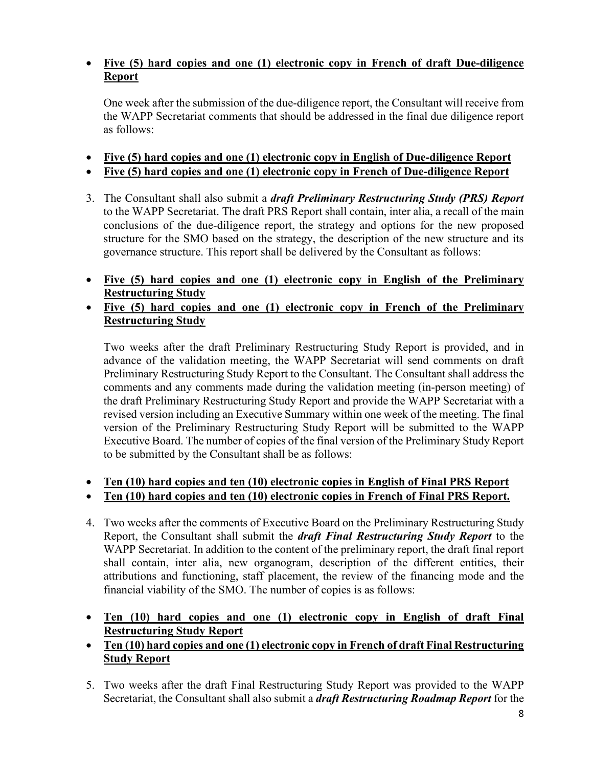- **<u>Five (5) hard copies and one (1) electronic copy in French of draft Due-diligence Report</u>**

  One week after the submission of the due-diligence report, the Consultant will receive from the WAPP Secretariat comments that should be addressed in the final due diligence report as follows:

- **<u>Five (5) hard copies and one (1) electronic copy in English of Due-diligence Report</u>**
- **<u>Five (5) hard copies and one (1) electronic copy in French of Due-diligence Report</u>**

3. The Consultant shall also submit a ***draft Preliminary Restructuring Study (PRS) Report*** to the WAPP Secretariat. The draft PRS Report shall contain, inter alia, a recall of the main conclusions of the due-diligence report, the strategy and options for the new proposed structure for the SMO based on the strategy, the description of the new structure and its governance structure. This report shall be delivered by the Consultant as follows:

- **<u>Five (5) hard copies and one (1) electronic copy in English of the Preliminary Restructuring Study</u>**
- **<u>Five (5) hard copies and one (1) electronic copy in French of the Preliminary Restructuring Study</u>**

  Two weeks after the draft Preliminary Restructuring Study Report is provided, and in advance of the validation meeting, the WAPP Secretariat will send comments on draft Preliminary Restructuring Study Report to the Consultant. The Consultant shall address the comments and any comments made during the validation meeting (in-person meeting) of the draft Preliminary Restructuring Study Report and provide the WAPP Secretariat with a revised version including an Executive Summary within one week of the meeting. The final version of the Preliminary Restructuring Study Report will be submitted to the WAPP Executive Board. The number of copies of the final version of the Preliminary Study Report to be submitted by the Consultant shall be as follows:

- **<u>Ten (10) hard copies and ten (10) electronic copies in English of Final PRS Report</u>**
- **<u>Ten (10) hard copies and ten (10) electronic copies in French of Final PRS Report.</u>**

4. Two weeks after the comments of Executive Board on the Preliminary Restructuring Study Report, the Consultant shall submit the ***draft Final Restructuring Study Report*** to the WAPP Secretariat. In addition to the content of the preliminary report, the draft final report shall contain, inter alia, new organogram, description of the different entities, their attributions and functioning, staff placement, the review of the financing mode and the financial viability of the SMO. The number of copies is as follows:

- **<u>Ten (10) hard copies and one (1) electronic copy in English of draft Final Restructuring Study Report</u>**
- **<u>Ten (10) hard copies and one (1) electronic copy in French of draft Final Restructuring Study Report</u>**

5. Two weeks after the draft Final Restructuring Study Report was provided to the WAPP Secretariat, the Consultant shall also submit a ***draft Restructuring Roadmap Report*** for the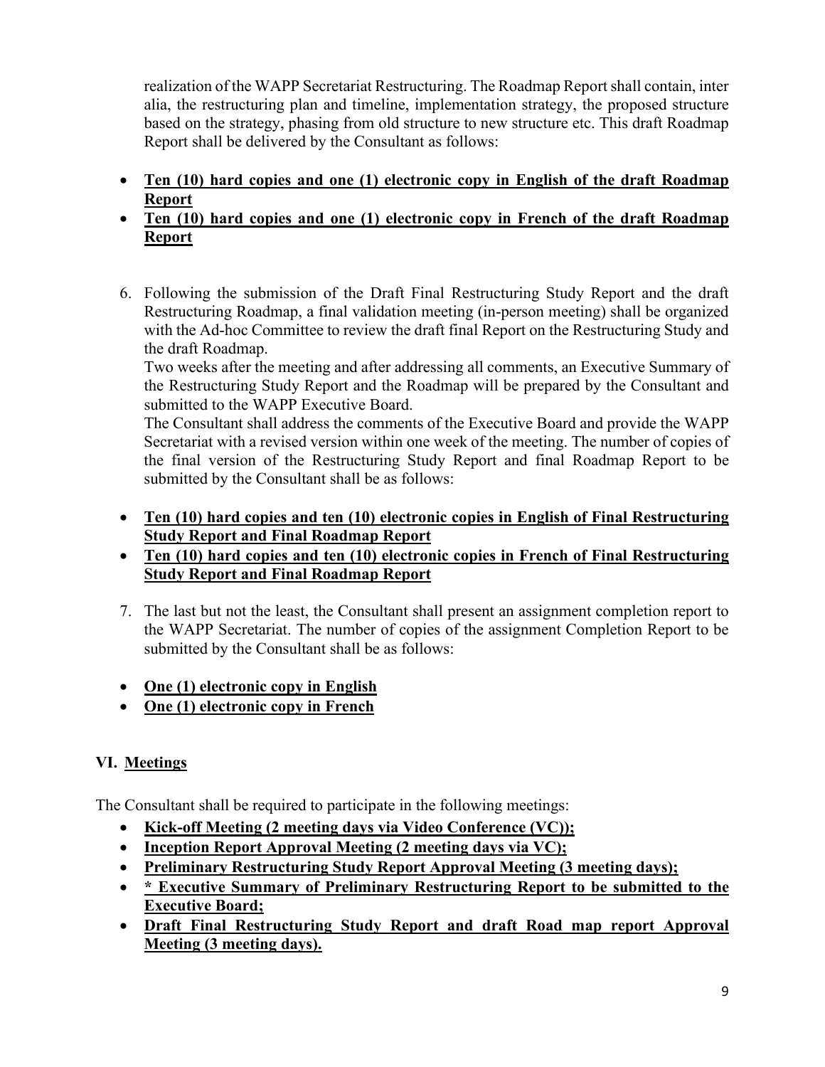realization of the WAPP Secretariat Restructuring. The Roadmap Report shall contain, inter alia, the restructuring plan and timeline, implementation strategy, the proposed structure based on the strategy, phasing from old structure to new structure etc. This draft Roadmap Report shall be delivered by the Consultant as follows:

- **Ten (10) hard copies and one (1) electronic copy in English of the draft Roadmap Report**
- **Ten (10) hard copies and one (1) electronic copy in French of the draft Roadmap Report**

6. Following the submission of the Draft Final Restructuring Study Report and the draft Restructuring Roadmap, a final validation meeting (in-person meeting) shall be organized with the Ad-hoc Committee to review the draft final Report on the Restructuring Study and the draft Roadmap.

   Two weeks after the meeting and after addressing all comments, an Executive Summary of the Restructuring Study Report and the Roadmap will be prepared by the Consultant and submitted to the WAPP Executive Board.

   The Consultant shall address the comments of the Executive Board and provide the WAPP Secretariat with a revised version within one week of the meeting. The number of copies of the final version of the Restructuring Study Report and final Roadmap Report to be submitted by the Consultant shall be as follows:

- **Ten (10) hard copies and ten (10) electronic copies in English of Final Restructuring Study Report and Final Roadmap Report**
- **Ten (10) hard copies and ten (10) electronic copies in French of Final Restructuring Study Report and Final Roadmap Report**

7. The last but not the least, the Consultant shall present an assignment completion report to the WAPP Secretariat. The number of copies of the assignment Completion Report to be submitted by the Consultant shall be as follows:

- **One (1) electronic copy in English**
- **One (1) electronic copy in French**

## VI. Meetings

The Consultant shall be required to participate in the following meetings:

- **Kick-off Meeting (2 meeting days via Video Conference (VC));**
- **Inception Report Approval Meeting (2 meeting days via VC);**
- **Preliminary Restructuring Study Report Approval Meeting (3 meeting days);**
- **\* Executive Summary of Preliminary Restructuring Report to be submitted to the Executive Board;**
- **Draft Final Restructuring Study Report and draft Road map report Approval Meeting (3 meeting days).**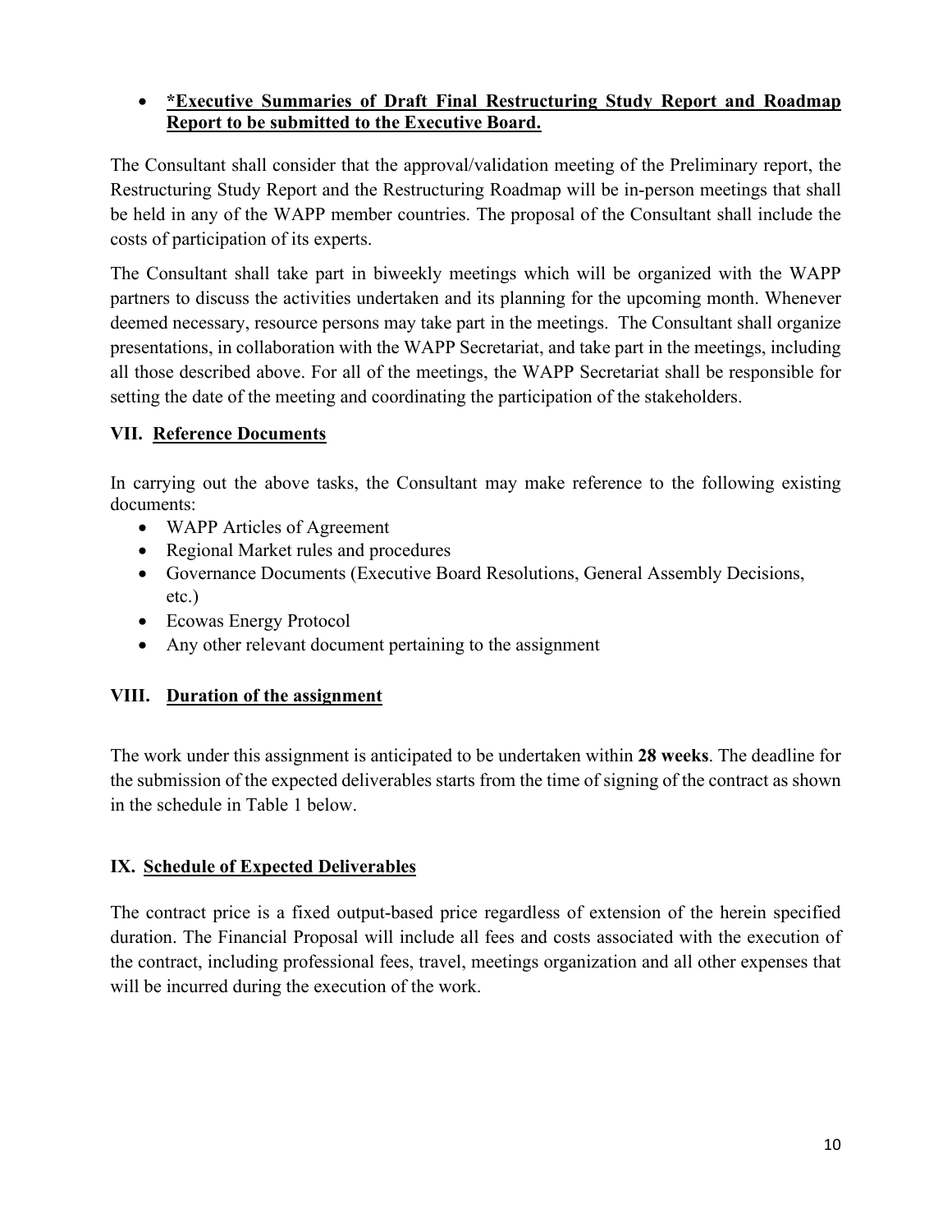- ***Executive Summaries of Draft Final Restructuring Study Report and Roadmap Report to be submitted to the Executive Board.**

The Consultant shall consider that the approval/validation meeting of the Preliminary report, the Restructuring Study Report and the Restructuring Roadmap will be in-person meetings that shall be held in any of the WAPP member countries. The proposal of the Consultant shall include the costs of participation of its experts.

The Consultant shall take part in biweekly meetings which will be organized with the WAPP partners to discuss the activities undertaken and its planning for the upcoming month. Whenever deemed necessary, resource persons may take part in the meetings. The Consultant shall organize presentations, in collaboration with the WAPP Secretariat, and take part in the meetings, including all those described above. For all of the meetings, the WAPP Secretariat shall be responsible for setting the date of the meeting and coordinating the participation of the stakeholders.

## VII. Reference Documents

In carrying out the above tasks, the Consultant may make reference to the following existing documents:

- WAPP Articles of Agreement
- Regional Market rules and procedures
- Governance Documents (Executive Board Resolutions, General Assembly Decisions, etc.)
- Ecowas Energy Protocol
- Any other relevant document pertaining to the assignment

## VIII. Duration of the assignment

The work under this assignment is anticipated to be undertaken within **28 weeks**. The deadline for the submission of the expected deliverables starts from the time of signing of the contract as shown in the schedule in Table 1 below.

## IX. Schedule of Expected Deliverables

The contract price is a fixed output-based price regardless of extension of the herein specified duration. The Financial Proposal will include all fees and costs associated with the execution of the contract, including professional fees, travel, meetings organization and all other expenses that will be incurred during the execution of the work.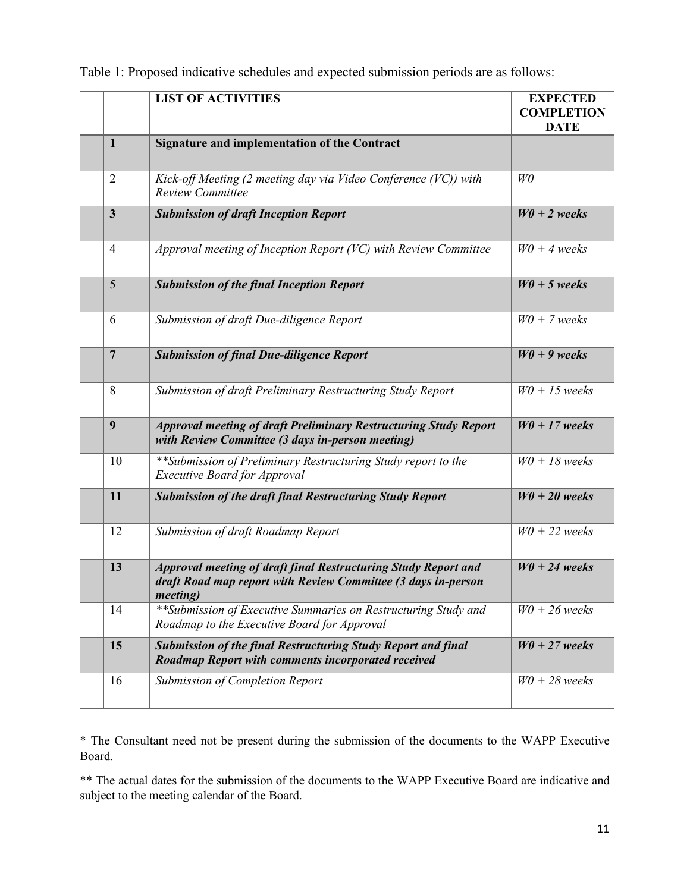Table 1: Proposed indicative schedules and expected submission periods are as follows:

| | | LIST OF ACTIVITIES | EXPECTED COMPLETION DATE |
|---|---|---|---|
| | **1** | **Signature and implementation of the Contract** | |
| | 2 | *Kick-off Meeting (2 meeting day via Video Conference (VC)) with Review Committee* | *W0* |
| | **3** | ***Submission of draft Inception Report*** | ***W0 + 2 weeks*** |
| | 4 | *Approval meeting of Inception Report (VC) with Review Committee* | *W0 + 4 weeks* |
| | 5 | ***Submission of the final Inception Report*** | ***W0 + 5 weeks*** |
| | 6 | *Submission of draft Due-diligence Report* | *W0 + 7 weeks* |
| | **7** | ***Submission of final Due-diligence Report*** | ***W0 + 9 weeks*** |
| | 8 | *Submission of draft Preliminary Restructuring Study Report* | *W0 + 15 weeks* |
| | **9** | ***Approval meeting of draft Preliminary Restructuring Study Report with Review Committee (3 days in-person meeting)*** | ***W0 + 17 weeks*** |
| | 10 | *\*\*Submission of Preliminary Restructuring Study report to the Executive Board for Approval* | *W0 + 18 weeks* |
| | **11** | ***Submission of the draft final Restructuring Study Report*** | ***W0 + 20 weeks*** |
| | 12 | *Submission of draft Roadmap Report* | *W0 + 22 weeks* |
| | **13** | ***Approval meeting of draft final Restructuring Study Report and draft Road map report with Review Committee (3 days in-person meeting)*** | ***W0 + 24 weeks*** |
| | 14 | *\*\*Submission of Executive Summaries on Restructuring Study and Roadmap to the Executive Board for Approval* | *W0 + 26 weeks* |
| | **15** | ***Submission of the final Restructuring Study Report and final Roadmap Report with comments incorporated received*** | ***W0 + 27 weeks*** |
| | 16 | *Submission of Completion Report* | *W0 + 28 weeks* |

\* The Consultant need not be present during the submission of the documents to the WAPP Executive Board.

\*\* The actual dates for the submission of the documents to the WAPP Executive Board are indicative and subject to the meeting calendar of the Board.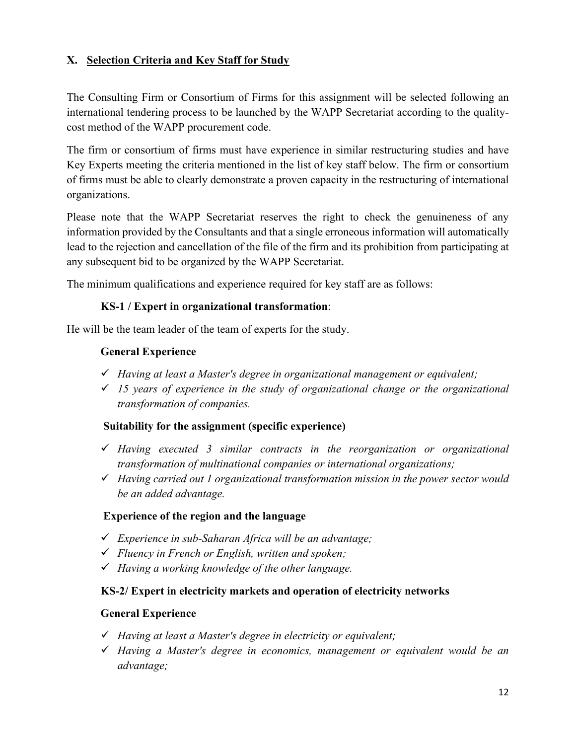## X. Selection Criteria and Key Staff for Study

The Consulting Firm or Consortium of Firms for this assignment will be selected following an international tendering process to be launched by the WAPP Secretariat according to the quality-cost method of the WAPP procurement code.

The firm or consortium of firms must have experience in similar restructuring studies and have Key Experts meeting the criteria mentioned in the list of key staff below. The firm or consortium of firms must be able to clearly demonstrate a proven capacity in the restructuring of international organizations.

Please note that the WAPP Secretariat reserves the right to check the genuineness of any information provided by the Consultants and that a single erroneous information will automatically lead to the rejection and cancellation of the file of the firm and its prohibition from participating at any subsequent bid to be organized by the WAPP Secretariat.

The minimum qualifications and experience required for key staff are as follows:

**KS-1 / Expert in organizational transformation**:

He will be the team leader of the team of experts for the study.

**General Experience**

- ✓ *Having at least a Master's degree in organizational management or equivalent;*
- ✓ *15 years of experience in the study of organizational change or the organizational transformation of companies.*

**Suitability for the assignment (specific experience)**

- ✓ *Having executed 3 similar contracts in the reorganization or organizational transformation of multinational companies or international organizations;*
- ✓ *Having carried out 1 organizational transformation mission in the power sector would be an added advantage.*

**Experience of the region and the language**

- ✓ *Experience in sub-Saharan Africa will be an advantage;*
- ✓ *Fluency in French or English, written and spoken;*
- ✓ *Having a working knowledge of the other language.*

**KS-2/ Expert in electricity markets and operation of electricity networks**

**General Experience**

- ✓ *Having at least a Master's degree in electricity or equivalent;*
- ✓ *Having a Master's degree in economics, management or equivalent would be an advantage;*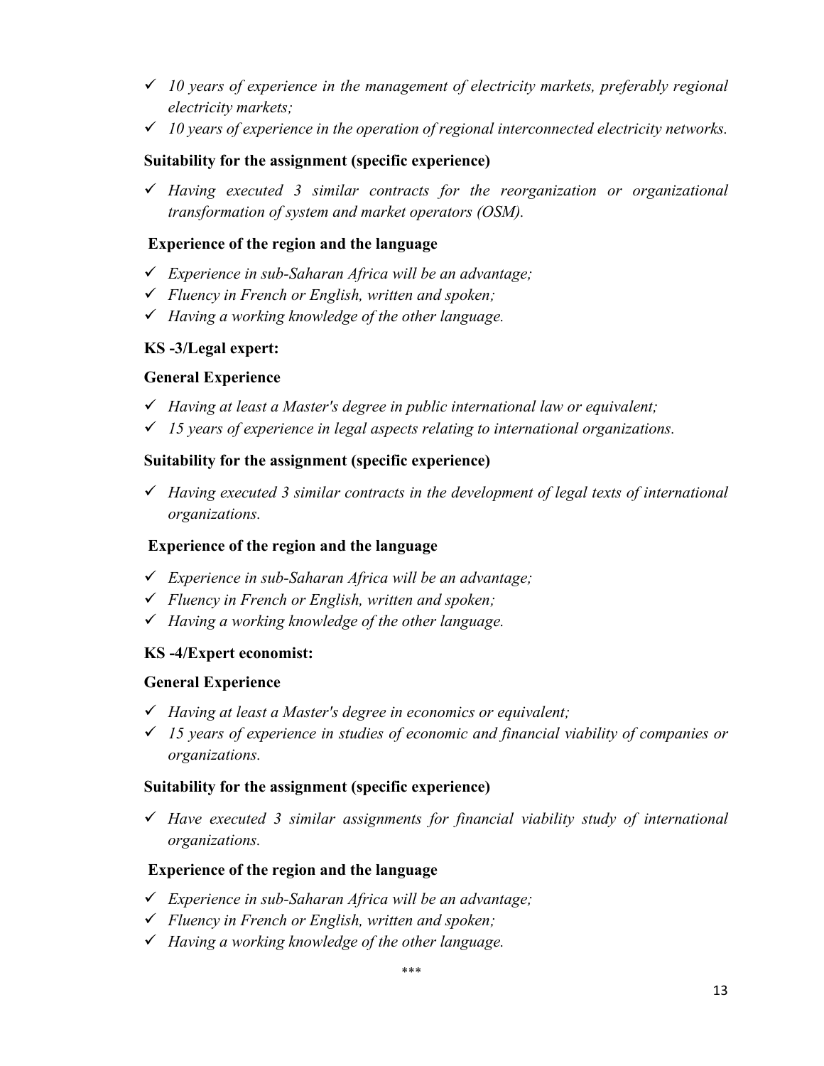- ✓ *10 years of experience in the management of electricity markets, preferably regional electricity markets;*
- ✓ *10 years of experience in the operation of regional interconnected electricity networks.*

**Suitability for the assignment (specific experience)**

- ✓ *Having executed 3 similar contracts for the reorganization or organizational transformation of system and market operators (OSM).*

**Experience of the region and the language**

- ✓ *Experience in sub-Saharan Africa will be an advantage;*
- ✓ *Fluency in French or English, written and spoken;*
- ✓ *Having a working knowledge of the other language.*

**KS -3/Legal expert:**

**General Experience**

- ✓ *Having at least a Master's degree in public international law or equivalent;*
- ✓ *15 years of experience in legal aspects relating to international organizations.*

**Suitability for the assignment (specific experience)**

- ✓ *Having executed 3 similar contracts in the development of legal texts of international organizations.*

**Experience of the region and the language**

- ✓ *Experience in sub-Saharan Africa will be an advantage;*
- ✓ *Fluency in French or English, written and spoken;*
- ✓ *Having a working knowledge of the other language.*

**KS -4/Expert economist:**

**General Experience**

- ✓ *Having at least a Master's degree in economics or equivalent;*
- ✓ *15 years of experience in studies of economic and financial viability of companies or organizations.*

**Suitability for the assignment (specific experience)**

- ✓ *Have executed 3 similar assignments for financial viability study of international organizations.*

**Experience of the region and the language**

- ✓ *Experience in sub-Saharan Africa will be an advantage;*
- ✓ *Fluency in French or English, written and spoken;*
- ✓ *Having a working knowledge of the other language.*

\*\*\*